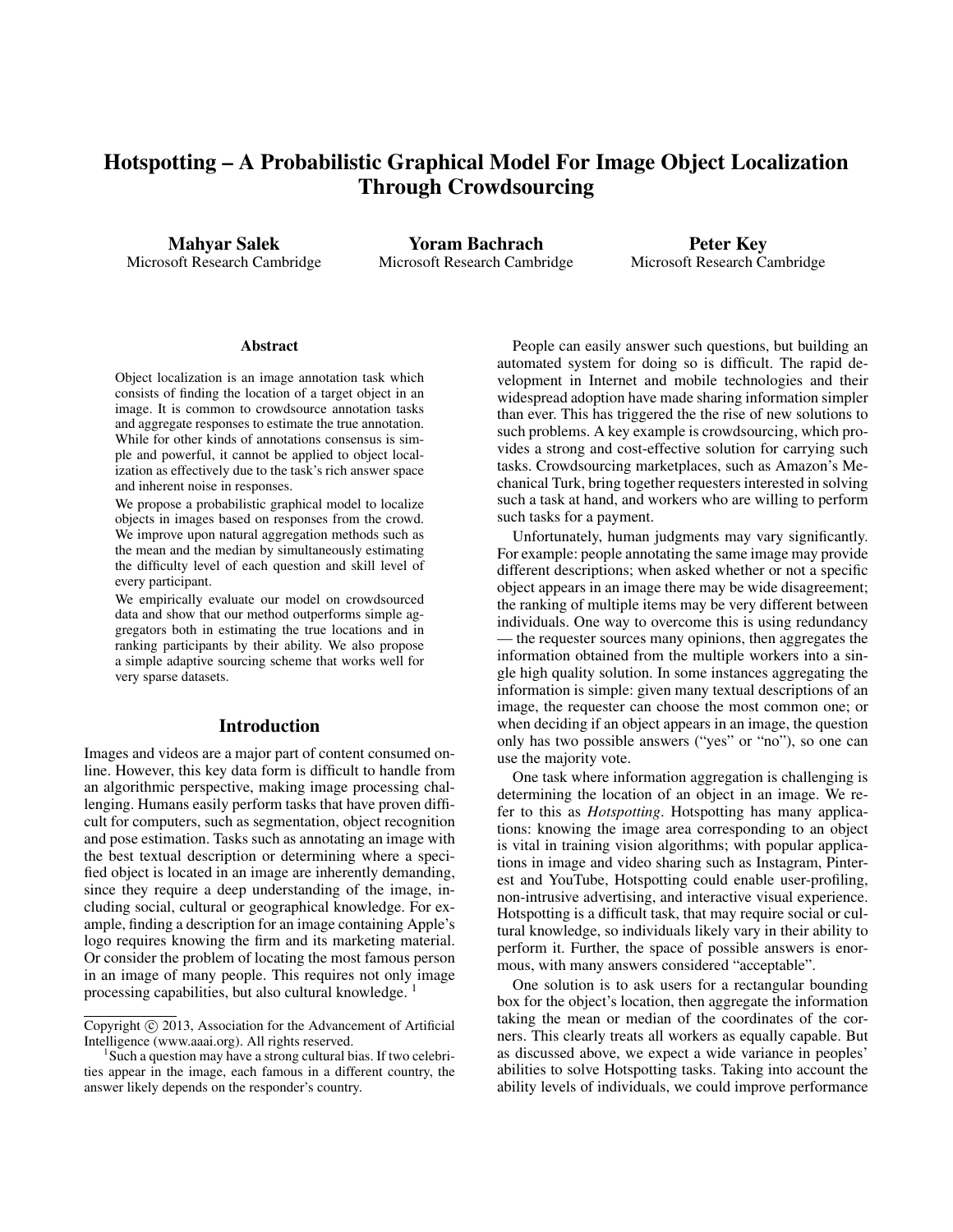# Hotspotting – A Probabilistic Graphical Model For Image Object Localization Through Crowdsourcing

**Mahyar Salek**
Microsoft Research Cambridge

**Yoram Bachrach**
Microsoft Research Cambridge

**Peter Key**
Microsoft Research Cambridge

### Abstract

Object localization is an image annotation task which consists of finding the location of a target object in an image. It is common to crowdsource annotation tasks and aggregate responses to estimate the true annotation. While for other kinds of annotations consensus is simple and powerful, it cannot be applied to object localization as effectively due to the task's rich answer space and inherent noise in responses.

We propose a probabilistic graphical model to localize objects in images based on responses from the crowd. We improve upon natural aggregation methods such as the mean and the median by simultaneously estimating the difficulty level of each question and skill level of every participant.

We empirically evaluate our model on crowdsourced data and show that our method outperforms simple aggregators both in estimating the true locations and in ranking participants by their ability. We also propose a simple adaptive sourcing scheme that works well for very sparse datasets.

## Introduction

Images and videos are a major part of content consumed online. However, this key data form is difficult to handle from an algorithmic perspective, making image processing challenging. Humans easily perform tasks that have proven difficult for computers, such as segmentation, object recognition and pose estimation. Tasks such as annotating an image with the best textual description or determining where a specified object is located in an image are inherently demanding, since they require a deep understanding of the image, including social, cultural or geographical knowledge. For example, finding a description for an image containing Apple's logo requires knowing the firm and its marketing material. Or consider the problem of locating the most famous person in an image of many people. This requires not only image processing capabilities, but also cultural knowledge. [1]

People can easily answer such questions, but building an automated system for doing so is difficult. The rapid development in Internet and mobile technologies and their widespread adoption have made sharing information simpler than ever. This has triggered the the rise of new solutions to such problems. A key example is crowdsourcing, which provides a strong and cost-effective solution for carrying such tasks. Crowdsourcing marketplaces, such as Amazon's Mechanical Turk, bring together requesters interested in solving such a task at hand, and workers who are willing to perform such tasks for a payment.

Unfortunately, human judgments may vary significantly. For example: people annotating the same image may provide different descriptions; when asked whether or not a specific object appears in an image there may be wide disagreement; the ranking of multiple items may be very different between individuals. One way to overcome this is using redundancy — the requester sources many opinions, then aggregates the information obtained from the multiple workers into a single high quality solution. In some instances aggregating the information is simple: given many textual descriptions of an image, the requester can choose the most common one; or when deciding if an object appears in an image, the question only has two possible answers ("yes" or "no"), so one can use the majority vote.

One task where information aggregation is challenging is determining the location of an object in an image. We refer to this as *Hotspotting*. Hotspotting has many applications: knowing the image area corresponding to an object is vital in training vision algorithms; with popular applications in image and video sharing such as Instagram, Pinterest and YouTube, Hotspotting could enable user-profiling, non-intrusive advertising, and interactive visual experience. Hotspotting is a difficult task, that may require social or cultural knowledge, so individuals likely vary in their ability to perform it. Further, the space of possible answers is enormous, with many answers considered "acceptable".

One solution is to ask users for a rectangular bounding box for the object's location, then aggregate the information taking the mean or median of the coordinates of the corners. This clearly treats all workers as equally capable. But as discussed above, we expect a wide variance in peoples' abilities to solve Hotspotting tasks. Taking into account the ability levels of individuals, we could improve performance

Copyright © 2013, Association for the Advancement of Artificial Intelligence (www.aaai.org). All rights reserved.

[1] Such a question may have a strong cultural bias. If two celebrities appear in the image, each famous in a different country, the answer likely depends on the responder's country.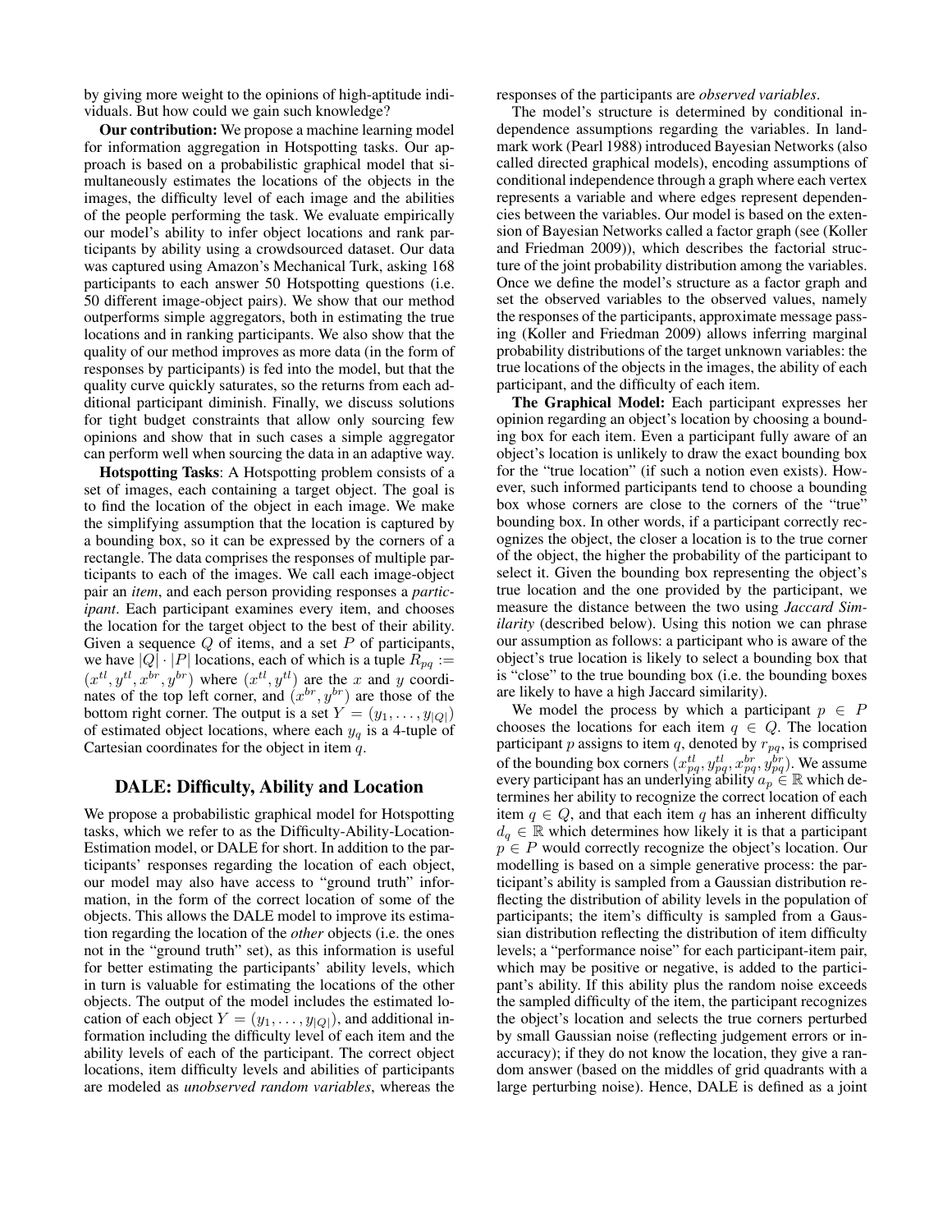by giving more weight to the opinions of high-aptitude individuals. But how could we gain such knowledge?

**Our contribution:** We propose a machine learning model for information aggregation in Hotspotting tasks. Our approach is based on a probabilistic graphical model that simultaneously estimates the locations of the objects in the images, the difficulty level of each image and the abilities of the people performing the task. We evaluate empirically our model's ability to infer object locations and rank participants by ability using a crowdsourced dataset. Our data was captured using Amazon's Mechanical Turk, asking 168 participants to each answer 50 Hotspotting questions (i.e. 50 different image-object pairs). We show that our method outperforms simple aggregators, both in estimating the true locations and in ranking participants. We also show that the quality of our method improves as more data (in the form of responses by participants) is fed into the model, but that the quality curve quickly saturates, so the returns from each additional participant diminish. Finally, we discuss solutions for tight budget constraints that allow only sourcing few opinions and show that in such cases a simple aggregator can perform well when sourcing the data in an adaptive way.

**Hotspotting Tasks**: A Hotspotting problem consists of a set of images, each containing a target object. The goal is to find the location of the object in each image. We make the simplifying assumption that the location is captured by a bounding box, so it can be expressed by the corners of a rectangle. The data comprises the responses of multiple participants to each of the images. We call each image-object pair an *item*, and each person providing responses a *participant*. Each participant examines every item, and chooses the location for the target object to the best of their ability. Given a sequence $Q$ of items, and a set $P$ of participants, we have $|Q| \cdot |P|$ locations, each of which is a tuple $R_{pq} := (x^{tl}, y^{tl}, x^{br}, y^{br})$ where $(x^{tl}, y^{tl})$ are the $x$ and $y$ coordinates of the top left corner, and $(x^{br}, y^{br})$ are those of the bottom right corner. The output is a set $Y = (y_1, \ldots, y_{|Q|})$ of estimated object locations, where each $y_q$ is a 4-tuple of Cartesian coordinates for the object in item $q$.

## DALE: Difficulty, Ability and Location

We propose a probabilistic graphical model for Hotspotting tasks, which we refer to as the Difficulty-Ability-Location-Estimation model, or DALE for short. In addition to the participants' responses regarding the location of each object, our model may also have access to "ground truth" information, in the form of the correct location of some of the objects. This allows the DALE model to improve its estimation regarding the location of the *other* objects (i.e. the ones not in the "ground truth" set), as this information is useful for better estimating the participants' ability levels, which in turn is valuable for estimating the locations of the other objects. The output of the model includes the estimated location of each object $Y = (y_1, \ldots, y_{|Q|})$, and additional information including the difficulty level of each item and the ability levels of each of the participant. The correct object locations, item difficulty levels and abilities of participants are modeled as *unobserved random variables*, whereas the responses of the participants are *observed variables*.

The model's structure is determined by conditional independence assumptions regarding the variables. In landmark work (Pearl 1988) introduced Bayesian Networks (also called directed graphical models), encoding assumptions of conditional independence through a graph where each vertex represents a variable and where edges represent dependencies between the variables. Our model is based on the extension of Bayesian Networks called a factor graph (see (Koller and Friedman 2009)), which describes the factorial structure of the joint probability distribution among the variables. Once we define the model's structure as a factor graph and set the observed variables to the observed values, namely the responses of the participants, approximate message passing (Koller and Friedman 2009) allows inferring marginal probability distributions of the target unknown variables: the true locations of the objects in the images, the ability of each participant, and the difficulty of each item.

**The Graphical Model:** Each participant expresses her opinion regarding an object's location by choosing a bounding box for each item. Even a participant fully aware of an object's location is unlikely to draw the exact bounding box for the "true location" (if such a notion even exists). However, such informed participants tend to choose a bounding box whose corners are close to the corners of the "true" bounding box. In other words, if a participant correctly recognizes the object, the closer a location is to the true corner of the object, the higher the probability of the participant to select it. Given the bounding box representing the object's true location and the one provided by the participant, we measure the distance between the two using *Jaccard Similarity* (described below). Using this notion we can phrase our assumption as follows: a participant who is aware of the object's true location is likely to select a bounding box that is "close" to the true bounding box (i.e. the bounding boxes are likely to have a high Jaccard similarity).

We model the process by which a participant $p \in P$ chooses the locations for each item $q \in Q$. The location participant $p$ assigns to item $q$, denoted by $r_{pq}$, is comprised of the bounding box corners $(x^{tl}_{pq}, y^{tl}_{pq}, x^{br}_{pq}, y^{br}_{pq})$. We assume every participant has an underlying ability $a_p \in \mathbb{R}$ which determines her ability to recognize the correct location of each item $q \in Q$, and that each item $q$ has an inherent difficulty $d_q \in \mathbb{R}$ which determines how likely it is that a participant $p \in P$ would correctly recognize the object's location. Our modelling is based on a simple generative process: the participant's ability is sampled from a Gaussian distribution reflecting the distribution of ability levels in the population of participants; the item's difficulty is sampled from a Gaussian distribution reflecting the distribution of item difficulty levels; a "performance noise" for each participant-item pair, which may be positive or negative, is added to the participant's ability. If this ability plus the random noise exceeds the sampled difficulty of the item, the participant recognizes the object's location and selects the true corners perturbed by small Gaussian noise (reflecting judgement errors or inaccuracy); if they do not know the location, they give a random answer (based on the middles of grid quadrants with a large perturbing noise). Hence, DALE is defined as a joint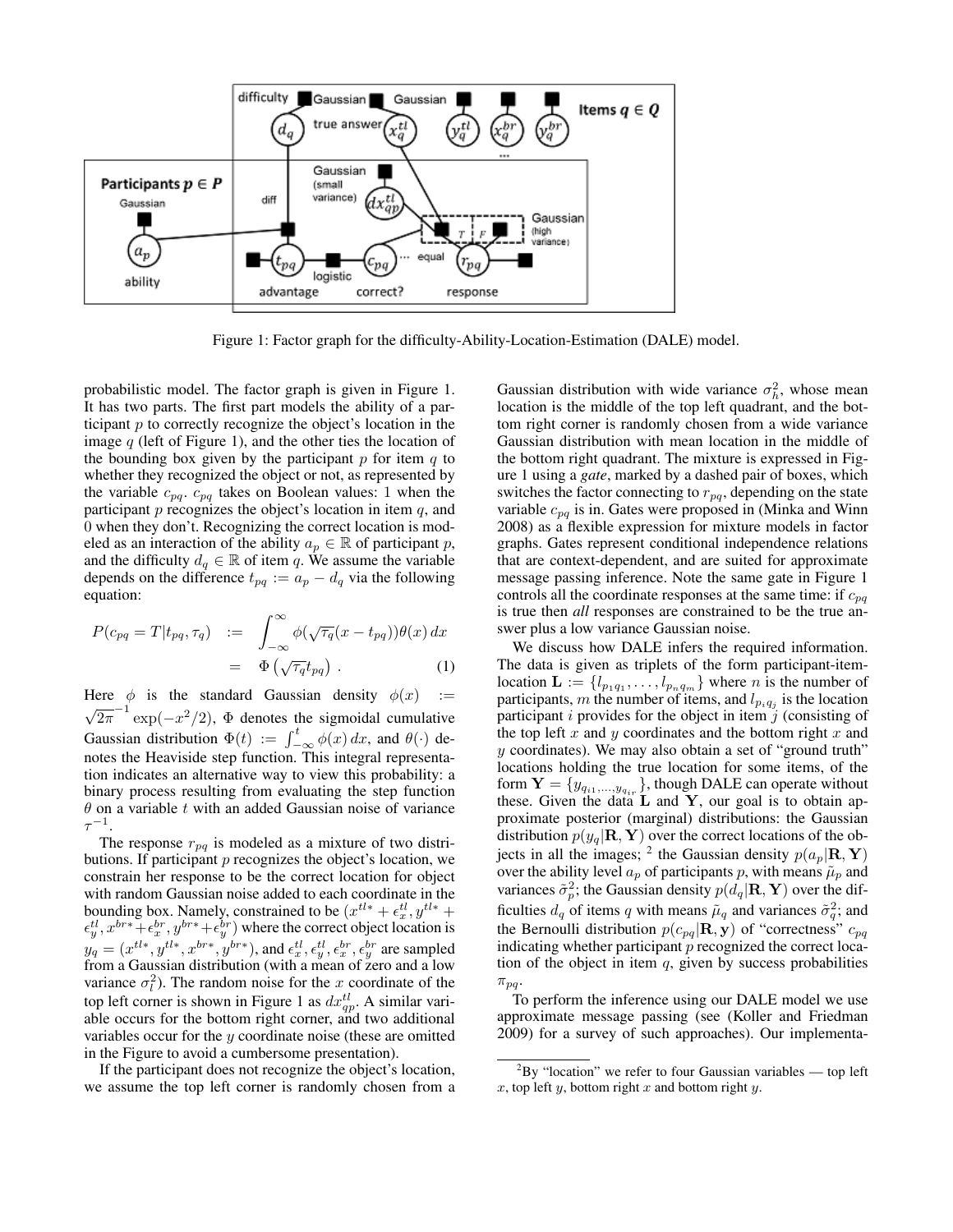Figure 1: Factor graph for the difficulty-Ability-Location-Estimation (DALE) model.

probabilistic model. The factor graph is given in Figure 1. It has two parts. The first part models the ability of a participant $p$ to correctly recognize the object's location in the image $q$ (left of Figure 1), and the other ties the location of the bounding box given by the participant $p$ for item $q$ to whether they recognized the object or not, as represented by the variable $c_{pq}$. $c_{pq}$ takes on Boolean values: 1 when the participant $p$ recognizes the object's location in item $q$, and 0 when they don't. Recognizing the correct location is modeled as an interaction of the ability $a_p \in \mathbb{R}$ of participant $p$, and the difficulty $d_q \in \mathbb{R}$ of item $q$. We assume the variable depends on the difference $t_{pq} := a_p - d_q$ via the following equation:

$$\begin{aligned} P(c_{pq} = T | t_{pq}, \tau_q) \quad &:= \quad \int_{-\infty}^{\infty} \phi(\sqrt{\tau_q}(x - t_{pq}))\theta(x)\, dx \\ &= \quad \Phi\left(\sqrt{\tau_q} t_{pq}\right) . \end{aligned} \tag{1}$$

Here $\phi$ is the standard Gaussian density $\phi(x) := \sqrt{2\pi}^{-1} \exp(-x^2/2)$, $\Phi$ denotes the sigmoidal cumulative Gaussian distribution $\Phi(t) := \int_{-\infty}^{t} \phi(x)\, dx$, and $\theta(\cdot)$ denotes the Heaviside step function. This integral representation indicates an alternative way to view this probability: a binary process resulting from evaluating the step function $\theta$ on a variable $t$ with an added Gaussian noise of variance $\tau^{-1}$.

The response $r_{pq}$ is modeled as a mixture of two distributions. If participant $p$ recognizes the object's location, we constrain her response to be the correct location for object with random Gaussian noise added to each coordinate in the bounding box. Namely, constrained to be $(x^{tl*} + \epsilon_x^{tl}, y^{tl*} + \epsilon_y^{tl}, x^{br*} + \epsilon_x^{br}, y^{br*} + \epsilon_y^{br})$ where the correct object location is $y_q = (x^{tl*}, y^{tl*}, x^{br*}, y^{br*})$, and $\epsilon_x^{tl}, \epsilon_y^{tl}, \epsilon_x^{br}, \epsilon_y^{br}$ are sampled from a Gaussian distribution (with a mean of zero and a low variance $\sigma_l^2$). The random noise for the $x$ coordinate of the top left corner is shown in Figure 1 as $dx_{qp}^{tl}$. A similar variable occurs for the bottom right corner, and two additional variables occur for the $y$ coordinate noise (these are omitted in the Figure to avoid a cumbersome presentation).

If the participant does not recognize the object's location, we assume the top left corner is randomly chosen from a Gaussian distribution with wide variance $\sigma_h^2$, whose mean location is the middle of the top left quadrant, and the bottom right corner is randomly chosen from a wide variance Gaussian distribution with mean location in the middle of the bottom right quadrant. The mixture is expressed in Figure 1 using a *gate*, marked by a dashed pair of boxes, which switches the factor connecting to $r_{pq}$, depending on the state variable $c_{pq}$ is in. Gates were proposed in (Minka and Winn 2008) as a flexible expression for mixture models in factor graphs. Gates represent conditional independence relations that are context-dependent, and are suited for approximate message passing inference. Note the same gate in Figure 1 controls all the coordinate responses at the same time: if $c_{pq}$ is true then *all* responses are constrained to be the true answer plus a low variance Gaussian noise.

We discuss how DALE infers the required information. The data is given as triplets of the form participant-item-location $\mathbf{L} := \{l_{p_1 q_1}, \ldots, l_{p_n q_m}\}$ where $n$ is the number of participants, $m$ the number of items, and $l_{p_i q_j}$ is the location participant $i$ provides for the object in item $j$ (consisting of the top left $x$ and $y$ coordinates and the bottom right $x$ and $y$ coordinates). We may also obtain a set of "ground truth" locations holding the true location for some items, of the form $\mathbf{Y} = \{y_{q_{i1},\ldots,y_{q_{ir}}}\}$, though DALE can operate without these. Given the data $\mathbf{L}$ and $\mathbf{Y}$, our goal is to obtain approximate posterior (marginal) distributions: the Gaussian distribution $p(y_q|\mathbf{R}, \mathbf{Y})$ over the correct locations of the objects in all the images; [2] the Gaussian density $p(a_p|\mathbf{R}, \mathbf{Y})$ over the ability level $a_p$ of participants $p$, with means $\tilde{\mu}_p$ and variances $\tilde{\sigma}_p^2$; the Gaussian density $p(d_q|\mathbf{R}, \mathbf{Y})$ over the difficulties $d_q$ of items $q$ with means $\tilde{\mu}_q$ and variances $\tilde{\sigma}_q^2$; and the Bernoulli distribution $p(c_{pq}|\mathbf{R}, \mathbf{y})$ of "correctness" $c_{pq}$ indicating whether participant $p$ recognized the correct location of the object in item $q$, given by success probabilities $\pi_{pq}$.

To perform the inference using our DALE model we use approximate message passing (see (Koller and Friedman 2009) for a survey of such approaches). Our implementa-

[2] By "location" we refer to four Gaussian variables — top left $x$, top left $y$, bottom right $x$ and bottom right $y$.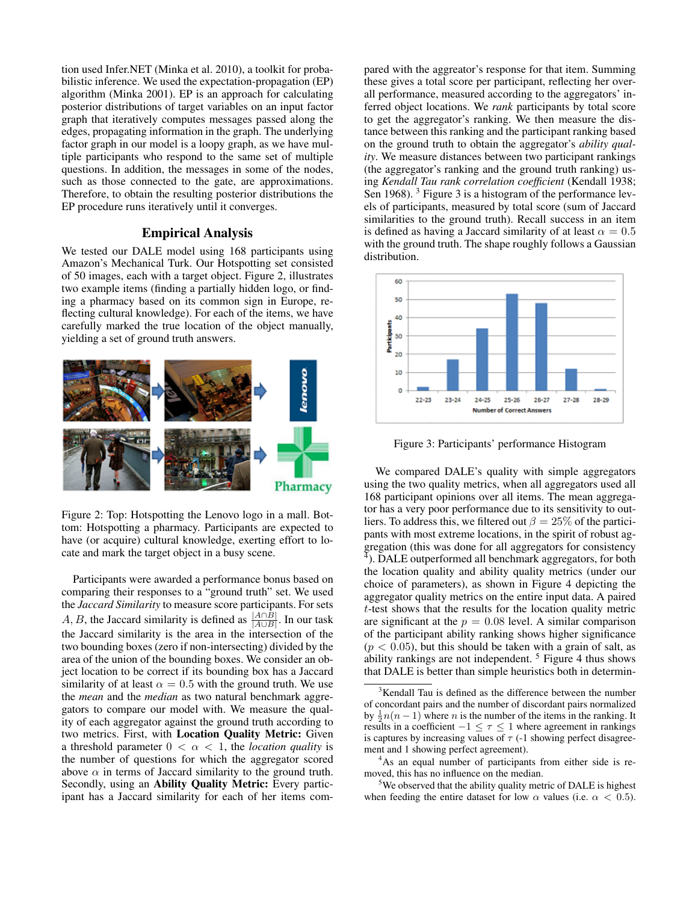tion used Infer.NET (Minka et al. 2010), a toolkit for probabilistic inference. We used the expectation-propagation (EP) algorithm (Minka 2001). EP is an approach for calculating posterior distributions of target variables on an input factor graph that iteratively computes messages passed along the edges, propagating information in the graph. The underlying factor graph in our model is a loopy graph, as we have multiple participants who respond to the same set of multiple questions. In addition, the messages in some of the nodes, such as those connected to the gate, are approximations. Therefore, to obtain the resulting posterior distributions the EP procedure runs iteratively until it converges.

## Empirical Analysis

We tested our DALE model using 168 participants using Amazon's Mechanical Turk. Our Hotspotting set consisted of 50 images, each with a target object. Figure 2, illustrates two example items (finding a partially hidden logo, or finding a pharmacy based on its common sign in Europe, reflecting cultural knowledge). For each of the items, we have carefully marked the true location of the object manually, yielding a set of ground truth answers.

Figure 2: Top: Hotspotting the Lenovo logo in a mall. Bottom: Hotspotting a pharmacy. Participants are expected to have (or acquire) cultural knowledge, exerting effort to locate and mark the target object in a busy scene.

Participants were awarded a performance bonus based on comparing their responses to a "ground truth" set. We used the *Jaccard Similarity* to measure score participants. For sets $A, B$, the Jaccard similarity is defined as $\frac{|A \cap B|}{|A \cup B|}$. In our task the Jaccard similarity is the area in the intersection of the two bounding boxes (zero if non-intersecting) divided by the area of the union of the bounding boxes. We consider an object location to be correct if its bounding box has a Jaccard similarity of at least $\alpha = 0.5$ with the ground truth. We use the *mean* and the *median* as two natural benchmark aggregators to compare our model with. We measure the quality of each aggregator against the ground truth according to two metrics. First, with **Location Quality Metric:** Given a threshold parameter $0 < \alpha < 1$, the *location quality* is the number of questions for which the aggregator scored above $\alpha$ in terms of Jaccard similarity to the ground truth. Secondly, using an **Ability Quality Metric:** Every participant has a Jaccard similarity for each of her items compared with the aggreator's response for that item. Summing these gives a total score per participant, reflecting her overall performance, measured according to the aggregators' inferred object locations. We *rank* participants by total score to get the aggregator's ranking. We then measure the distance between this ranking and the participant ranking based on the ground truth to obtain the aggregator's *ability quality*. We measure distances between two participant rankings (the aggregator's ranking and the ground truth ranking) using *Kendall Tau rank correlation coefficient* (Kendall 1938; Sen 1968). [3] Figure 3 is a histogram of the performance levels of participants, measured by total score (sum of Jaccard similarities to the ground truth). Recall success in an item is defined as having a Jaccard similarity of at least $\alpha = 0.5$ with the ground truth. The shape roughly follows a Gaussian distribution.

Figure 3: Participants' performance Histogram

We compared DALE's quality with simple aggregators using the two quality metrics, when all aggregators used all 168 participant opinions over all items. The mean aggregator has a very poor performance due to its sensitivity to outliers. To address this, we filtered out $\beta = 25\%$ of the participants with most extreme locations, in the spirit of robust aggregation (this was done for all aggregators for consistency [4]). DALE outperformed all benchmark aggregators, for both the location quality and ability quality metrics (under our choice of parameters), as shown in Figure 4 depicting the aggregator quality metrics on the entire input data. A paired $t$-test shows that the results for the location quality metric are significant at the $p = 0.08$ level. A similar comparison of the participant ability ranking shows higher significance ($p < 0.05$), but this should be taken with a grain of salt, as ability rankings are not independent. [5] Figure 4 thus shows that DALE is better than simple heuristics both in determin-

[3] Kendall Tau is defined as the difference between the number of concordant pairs and the number of discordant pairs normalized by $\frac{1}{2}n(n-1)$ where $n$ is the number of the items in the ranking. It results in a coefficient $-1 \leq \tau \leq 1$ where agreement in rankings is captures by increasing values of $\tau$ (-1 showing perfect disagreement and 1 showing perfect agreement).

[4] As an equal number of participants from either side is removed, this has no influence on the median.

[5] We observed that the ability quality metric of DALE is highest when feeding the entire dataset for low $\alpha$ values (i.e. $\alpha < 0.5$).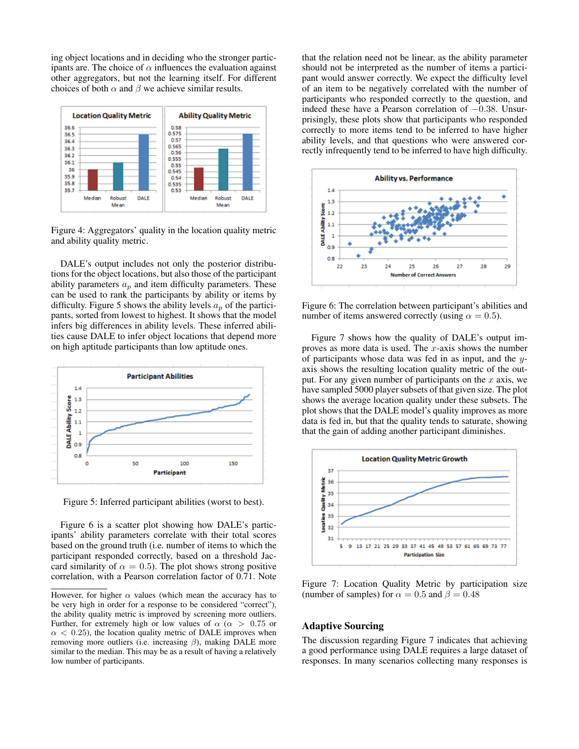ing object locations and in deciding who the stronger participants are. The choice of $\alpha$ influences the evaluation against other aggregators, but not the learning itself. For different choices of both $\alpha$ and $\beta$ we achieve similar results.

Figure 4: Aggregators' quality in the location quality metric and ability quality metric.

DALE's output includes not only the posterior distributions for the object locations, but also those of the participant ability parameters $a_p$ and item difficulty parameters. These can be used to rank the participants by ability or items by difficulty. Figure 5 shows the ability levels $a_p$ of the participants, sorted from lowest to highest. It shows that the model infers big differences in ability levels. These inferred abilities cause DALE to infer object locations that depend more on high aptitude participants than low aptitude ones.

Figure 5: Inferred participant abilities (worst to best).

Figure 6 is a scatter plot showing how DALE's participants' ability parameters correlate with their total scores based on the ground truth (i.e. number of items to which the participant responded correctly, based on a threshold Jaccard similarity of $\alpha = 0.5$). The plot shows strong positive correlation, with a Pearson correlation factor of 0.71. Note that the relation need not be linear, as the ability parameter should not be interpreted as the number of items a participant would answer correctly. We expect the difficulty level of an item to be negatively correlated with the number of participants who responded correctly to the question, and indeed these have a Pearson correlation of $-0.38$. Unsurprisingly, these plots show that participants who responded correctly to more items tend to be inferred to have higher ability levels, and that questions who were answered correctly infrequently tend to be inferred to have high difficulty.

Figure 6: The correlation between participant's abilities and number of items answered correctly (using $\alpha = 0.5$).

Figure 7 shows how the quality of DALE's output improves as more data is used. The $x$-axis shows the number of participants whose data was fed in as input, and the $y$-axis shows the resulting location quality metric of the output. For any given number of participants on the $x$ axis, we have sampled 5000 player subsets of that given size. The plot shows the average location quality under these subsets. The plot shows that the DALE model's quality improves as more data is fed in, but that the quality tends to saturate, showing that the gain of adding another participant diminishes.

Figure 7: Location Quality Metric by participation size (number of samples) for $\alpha = 0.5$ and $\beta = 0.48$

## Adaptive Sourcing

The discussion regarding Figure 7 indicates that achieving a good performance using DALE requires a large dataset of responses. In many scenarios collecting many responses is

However, for higher $\alpha$ values (which mean the accuracy has to be very high in order for a response to be considered "correct"), the ability quality metric is improved by screening more outliers. Further, for extremely high or low values of $\alpha$ ($\alpha > 0.75$ or $\alpha < 0.25$), the location quality metric of DALE improves when removing more outliers (i.e. increasing $\beta$), making DALE more similar to the median. This may be as a result of having a relatively low number of participants.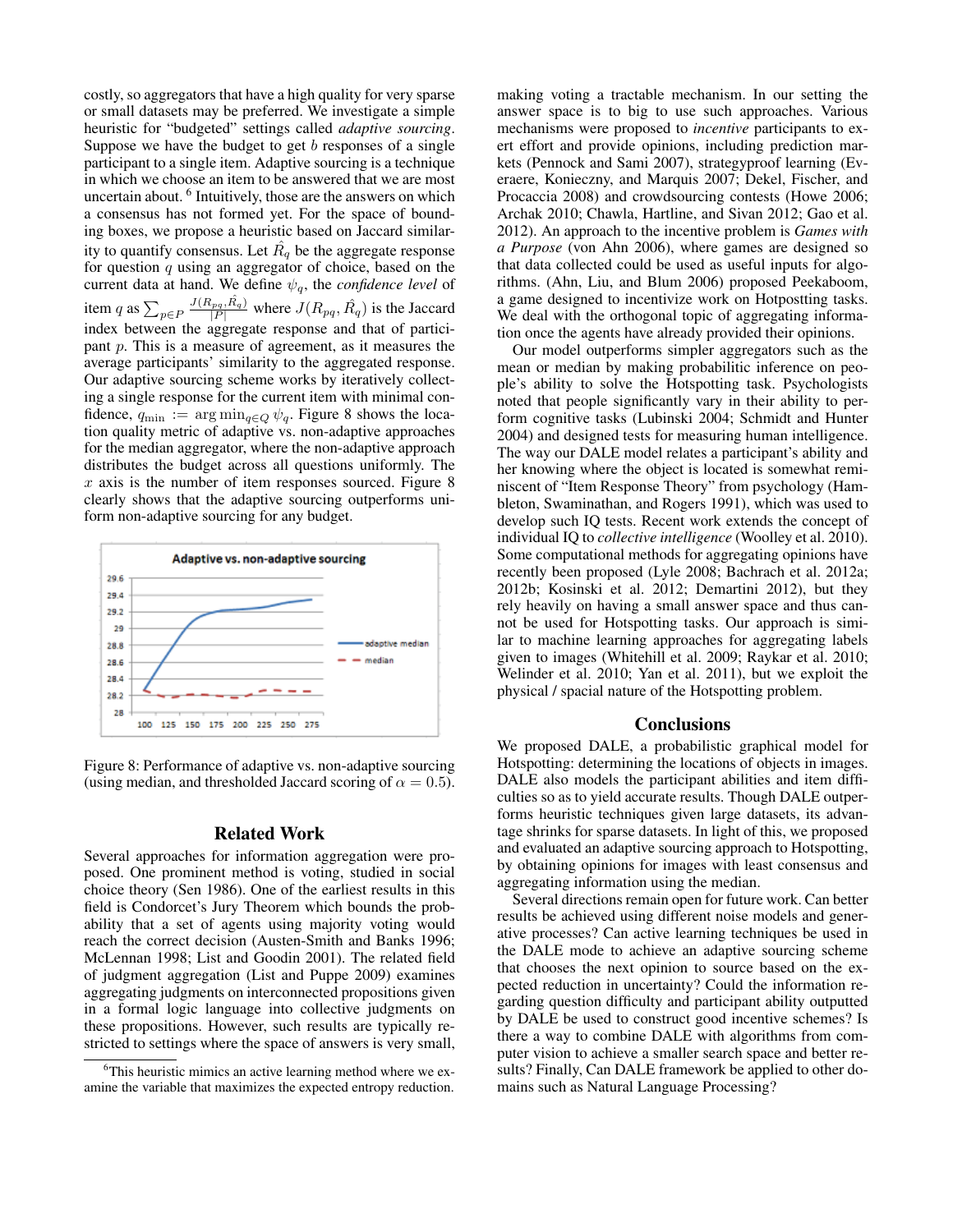costly, so aggregators that have a high quality for very sparse or small datasets may be preferred. We investigate a simple heuristic for "budgeted" settings called *adaptive sourcing*. Suppose we have the budget to get $b$ responses of a single participant to a single item. Adaptive sourcing is a technique in which we choose an item to be answered that we are most uncertain about. [6] Intuitively, those are the answers on which a consensus has not formed yet. For the space of bounding boxes, we propose a heuristic based on Jaccard similarity to quantify consensus. Let $\hat{R}_q$ be the aggregate response for question $q$ using an aggregator of choice, based on the current data at hand. We define $\psi_q$, the *confidence level* of item $q$ as $\sum_{p \in P} \frac{J(R_{pq}, \hat{R}_q)}{|P|}$ where $J(R_{pq}, \hat{R}_q)$ is the Jaccard index between the aggregate response and that of participant $p$. This is a measure of agreement, as it measures the average participants' similarity to the aggregated response. Our adaptive sourcing scheme works by iteratively collecting a single response for the current item with minimal confidence, $q_{\min} := \arg\min_{q \in Q} \psi_q$. Figure 8 shows the location quality metric of adaptive vs. non-adaptive approaches for the median aggregator, where the non-adaptive approach distributes the budget across all questions uniformly. The $x$ axis is the number of item responses sourced. Figure 8 clearly shows that the adaptive sourcing outperforms uniform non-adaptive sourcing for any budget.

Figure 8: Performance of adaptive vs. non-adaptive sourcing (using median, and thresholded Jaccard scoring of $\alpha = 0.5$).

## Related Work

Several approaches for information aggregation were proposed. One prominent method is voting, studied in social choice theory (Sen 1986). One of the earliest results in this field is Condorcet's Jury Theorem which bounds the probability that a set of agents using majority voting would reach the correct decision (Austen-Smith and Banks 1996; McLennan 1998; List and Goodin 2001). The related field of judgment aggregation (List and Puppe 2009) examines aggregating judgments on interconnected propositions given in a formal logic language into collective judgments on these propositions. However, such results are typically restricted to settings where the space of answers is very small, making voting a tractable mechanism. In our setting the answer space is to big to use such approaches. Various mechanisms were proposed to *incentive* participants to exert effort and provide opinions, including prediction markets (Pennock and Sami 2007), strategyproof learning (Everaere, Konieczny, and Marquis 2007; Dekel, Fischer, and Procaccia 2008) and crowdsourcing contests (Howe 2006; Archak 2010; Chawla, Hartline, and Sivan 2012; Gao et al. 2012). An approach to the incentive problem is *Games with a Purpose* (von Ahn 2006), where games are designed so that data collected could be used as useful inputs for algorithms. (Ahn, Liu, and Blum 2006) proposed Peekaboom, a game designed to incentivize work on Hotpostting tasks. We deal with the orthogonal topic of aggregating information once the agents have already provided their opinions.

Our model outperforms simpler aggregators such as the mean or median by making probabilitic inference on people's ability to solve the Hotspotting task. Psychologists noted that people significantly vary in their ability to perform cognitive tasks (Lubinski 2004; Schmidt and Hunter 2004) and designed tests for measuring human intelligence. The way our DALE model relates a participant's ability and her knowing where the object is located is somewhat reminiscent of "Item Response Theory" from psychology (Hambleton, Swaminathan, and Rogers 1991), which was used to develop such IQ tests. Recent work extends the concept of individual IQ to *collective intelligence* (Woolley et al. 2010). Some computational methods for aggregating opinions have recently been proposed (Lyle 2008; Bachrach et al. 2012a; 2012b; Kosinski et al. 2012; Demartini 2012), but they rely heavily on having a small answer space and thus cannot be used for Hotspotting tasks. Our approach is similar to machine learning approaches for aggregating labels given to images (Whitehill et al. 2009; Raykar et al. 2010; Welinder et al. 2010; Yan et al. 2011), but we exploit the physical / spacial nature of the Hotspotting problem.

## Conclusions

We proposed DALE, a probabilistic graphical model for Hotspotting: determining the locations of objects in images. DALE also models the participant abilities and item difficulties so as to yield accurate results. Though DALE outperforms heuristic techniques given large datasets, its advantage shrinks for sparse datasets. In light of this, we proposed and evaluated an adaptive sourcing approach to Hotspotting, by obtaining opinions for images with least consensus and aggregating information using the median.

Several directions remain open for future work. Can better results be achieved using different noise models and generative processes? Can active learning techniques be used in the DALE mode to achieve an adaptive sourcing scheme that chooses the next opinion to source based on the expected reduction in uncertainty? Could the information regarding question difficulty and participant ability outputted by DALE be used to construct good incentive schemes? Is there a way to combine DALE with algorithms from computer vision to achieve a smaller search space and better results? Finally, Can DALE framework be applied to other domains such as Natural Language Processing?

[6] This heuristic mimics an active learning method where we examine the variable that maximizes the expected entropy reduction.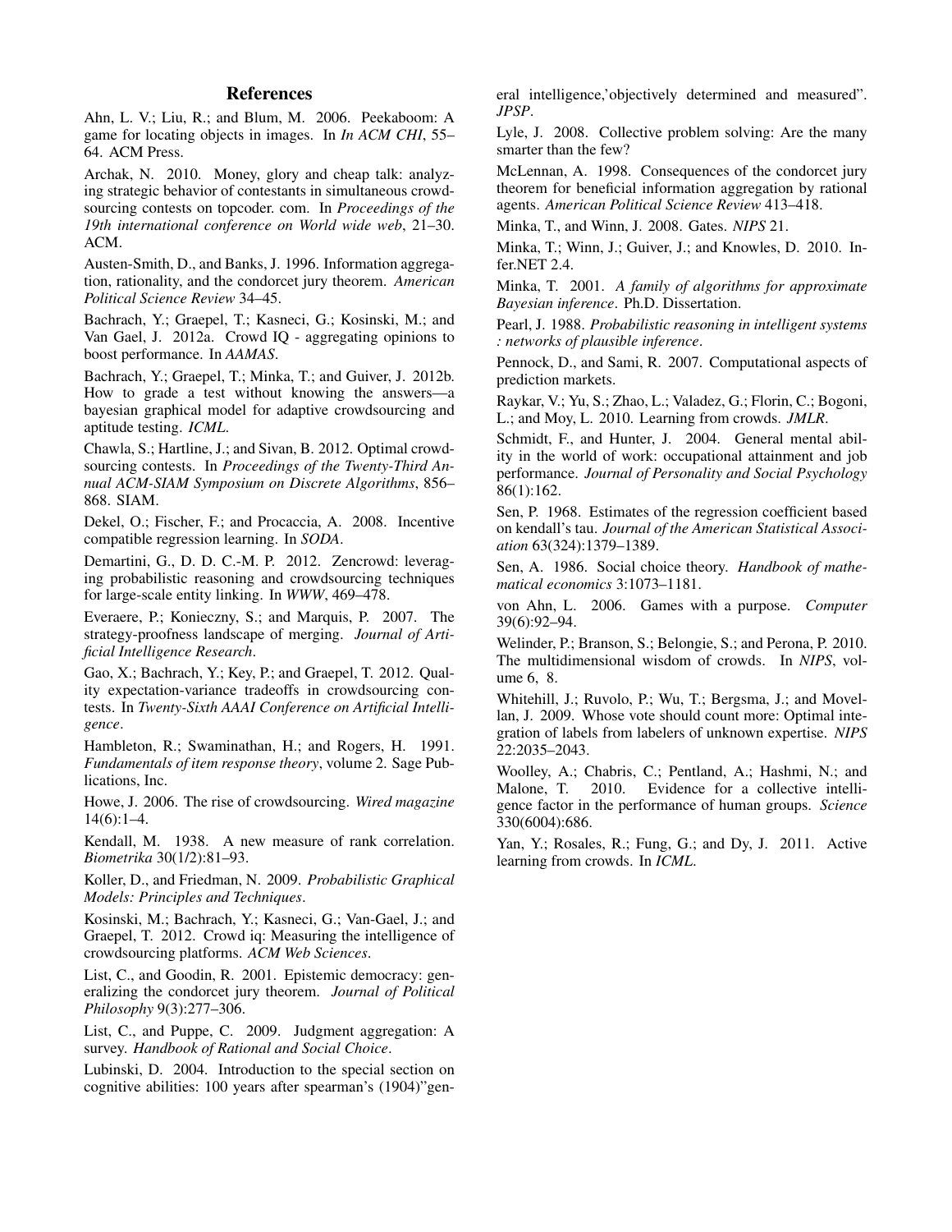## References

Ahn, L. V.; Liu, R.; and Blum, M. 2006. Peekaboom: A game for locating objects in images. In *In ACM CHI*, 55–64. ACM Press.

Archak, N. 2010. Money, glory and cheap talk: analyzing strategic behavior of contestants in simultaneous crowdsourcing contests on topcoder. com. In *Proceedings of the 19th international conference on World wide web*, 21–30. ACM.

Austen-Smith, D., and Banks, J. 1996. Information aggregation, rationality, and the condorcet jury theorem. *American Political Science Review* 34–45.

Bachrach, Y.; Graepel, T.; Kasneci, G.; Kosinski, M.; and Van Gael, J. 2012a. Crowd IQ - aggregating opinions to boost performance. In *AAMAS*.

Bachrach, Y.; Graepel, T.; Minka, T.; and Guiver, J. 2012b. How to grade a test without knowing the answers—a bayesian graphical model for adaptive crowdsourcing and aptitude testing. *ICML*.

Chawla, S.; Hartline, J.; and Sivan, B. 2012. Optimal crowdsourcing contests. In *Proceedings of the Twenty-Third Annual ACM-SIAM Symposium on Discrete Algorithms*, 856–868. SIAM.

Dekel, O.; Fischer, F.; and Procaccia, A. 2008. Incentive compatible regression learning. In *SODA*.

Demartini, G., D. D. C.-M. P. 2012. Zencrowd: leveraging probabilistic reasoning and crowdsourcing techniques for large-scale entity linking. In *WWW*, 469–478.

Everaere, P.; Konieczny, S.; and Marquis, P. 2007. The strategy-proofness landscape of merging. *Journal of Artificial Intelligence Research*.

Gao, X.; Bachrach, Y.; Key, P.; and Graepel, T. 2012. Quality expectation-variance tradeoffs in crowdsourcing contests. In *Twenty-Sixth AAAI Conference on Artificial Intelligence*.

Hambleton, R.; Swaminathan, H.; and Rogers, H. 1991. *Fundamentals of item response theory*, volume 2. Sage Publications, Inc.

Howe, J. 2006. The rise of crowdsourcing. *Wired magazine* 14(6):1–4.

Kendall, M. 1938. A new measure of rank correlation. *Biometrika* 30(1/2):81–93.

Koller, D., and Friedman, N. 2009. *Probabilistic Graphical Models: Principles and Techniques*.

Kosinski, M.; Bachrach, Y.; Kasneci, G.; Van-Gael, J.; and Graepel, T. 2012. Crowd iq: Measuring the intelligence of crowdsourcing platforms. *ACM Web Sciences*.

List, C., and Goodin, R. 2001. Epistemic democracy: generalizing the condorcet jury theorem. *Journal of Political Philosophy* 9(3):277–306.

List, C., and Puppe, C. 2009. Judgment aggregation: A survey. *Handbook of Rational and Social Choice*.

Lubinski, D. 2004. Introduction to the special section on cognitive abilities: 100 years after spearman's (1904)"general intelligence,'objectively determined and measured". *JPSP*.

Lyle, J. 2008. Collective problem solving: Are the many smarter than the few?

McLennan, A. 1998. Consequences of the condorcet jury theorem for beneficial information aggregation by rational agents. *American Political Science Review* 413–418.

Minka, T., and Winn, J. 2008. Gates. *NIPS* 21.

Minka, T.; Winn, J.; Guiver, J.; and Knowles, D. 2010. Infer.NET 2.4.

Minka, T. 2001. *A family of algorithms for approximate Bayesian inference*. Ph.D. Dissertation.

Pearl, J. 1988. *Probabilistic reasoning in intelligent systems : networks of plausible inference*.

Pennock, D., and Sami, R. 2007. Computational aspects of prediction markets.

Raykar, V.; Yu, S.; Zhao, L.; Valadez, G.; Florin, C.; Bogoni, L.; and Moy, L. 2010. Learning from crowds. *JMLR*.

Schmidt, F., and Hunter, J. 2004. General mental ability in the world of work: occupational attainment and job performance. *Journal of Personality and Social Psychology* 86(1):162.

Sen, P. 1968. Estimates of the regression coefficient based on kendall's tau. *Journal of the American Statistical Association* 63(324):1379–1389.

Sen, A. 1986. Social choice theory. *Handbook of mathematical economics* 3:1073–1181.

von Ahn, L. 2006. Games with a purpose. *Computer* 39(6):92–94.

Welinder, P.; Branson, S.; Belongie, S.; and Perona, P. 2010. The multidimensional wisdom of crowds. In *NIPS*, volume 6, 8.

Whitehill, J.; Ruvolo, P.; Wu, T.; Bergsma, J.; and Movellan, J. 2009. Whose vote should count more: Optimal integration of labels from labelers of unknown expertise. *NIPS* 22:2035–2043.

Woolley, A.; Chabris, C.; Pentland, A.; Hashmi, N.; and Malone, T. 2010. Evidence for a collective intelligence factor in the performance of human groups. *Science* 330(6004):686.

Yan, Y.; Rosales, R.; Fung, G.; and Dy, J. 2011. Active learning from crowds. In *ICML*.